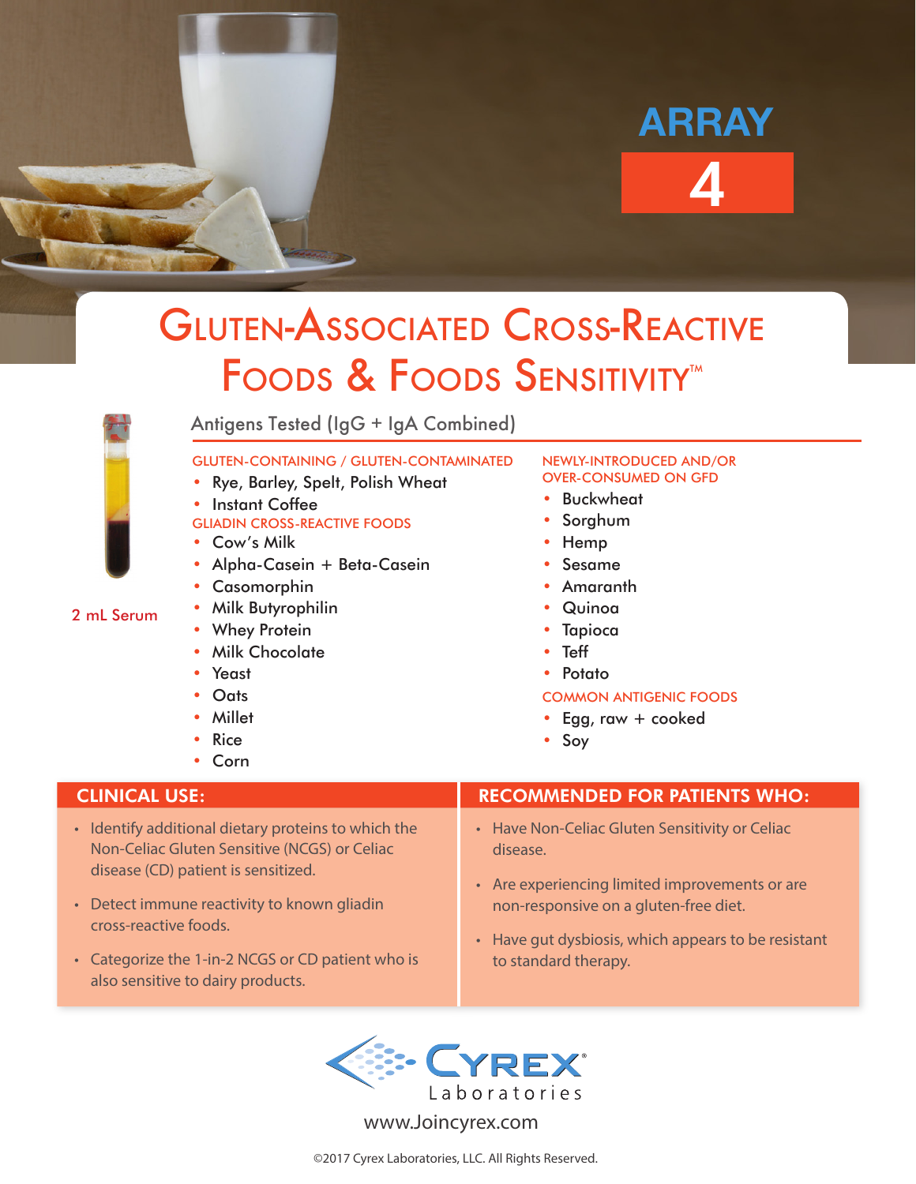ARRAY

4

# Gluten-Associated Cross-Reactive Foods & Foods Sensitivity™

2 mL Serum

## Antigens Tested (IgG + IgA Combined)

### GLUTEN-CONTAINING / GLUTEN-CONTAMINATED

- Rye, Barley, Spelt, Polish Wheat
- Instant Coffee

### GLIADIN CROSS-REACTIVE FOODS

- Cow's Milk
- Alpha-Casein + Beta-Casein
- Casomorphin
- Milk Butyrophilin
- Whey Protein
- Milk Chocolate
- Yeast
- Oats
- Millet
- Rice
- Corn

### NEWLY-INTRODUCED AND/OR OVER-CONSUMED ON GFD

- Buckwheat
- Sorghum
- Hemp
- Sesame
- Amaranth
- Quinoa
- Tapioca
- Teff
- Potato

### COMMON ANTIGENIC FOODS

- Egg, raw + cooked
- Soy

## CLINICAL USE:

- Identify additional dietary proteins to which the Non-Celiac Gluten Sensitive (NCGS) or Celiac disease (CD) patient is sensitized.
- Detect immune reactivity to known gliadin cross-reactive foods.
- Categorize the 1-in-2 NCGS or CD patient who is also sensitive to dairy products.

## RECOMMENDED FOR PATIENTS WHO:

- Have Non-Celiac Gluten Sensitivity or Celiac disease.
- Are experiencing limited improvements or are non-responsive on a gluten-free diet.
- Have gut dysbiosis, which appears to be resistant to standard therapy.

CYREX® Laboratories

www.Joincyrex.com

©2017 Cyrex Laboratories, LLC. All Rights Reserved.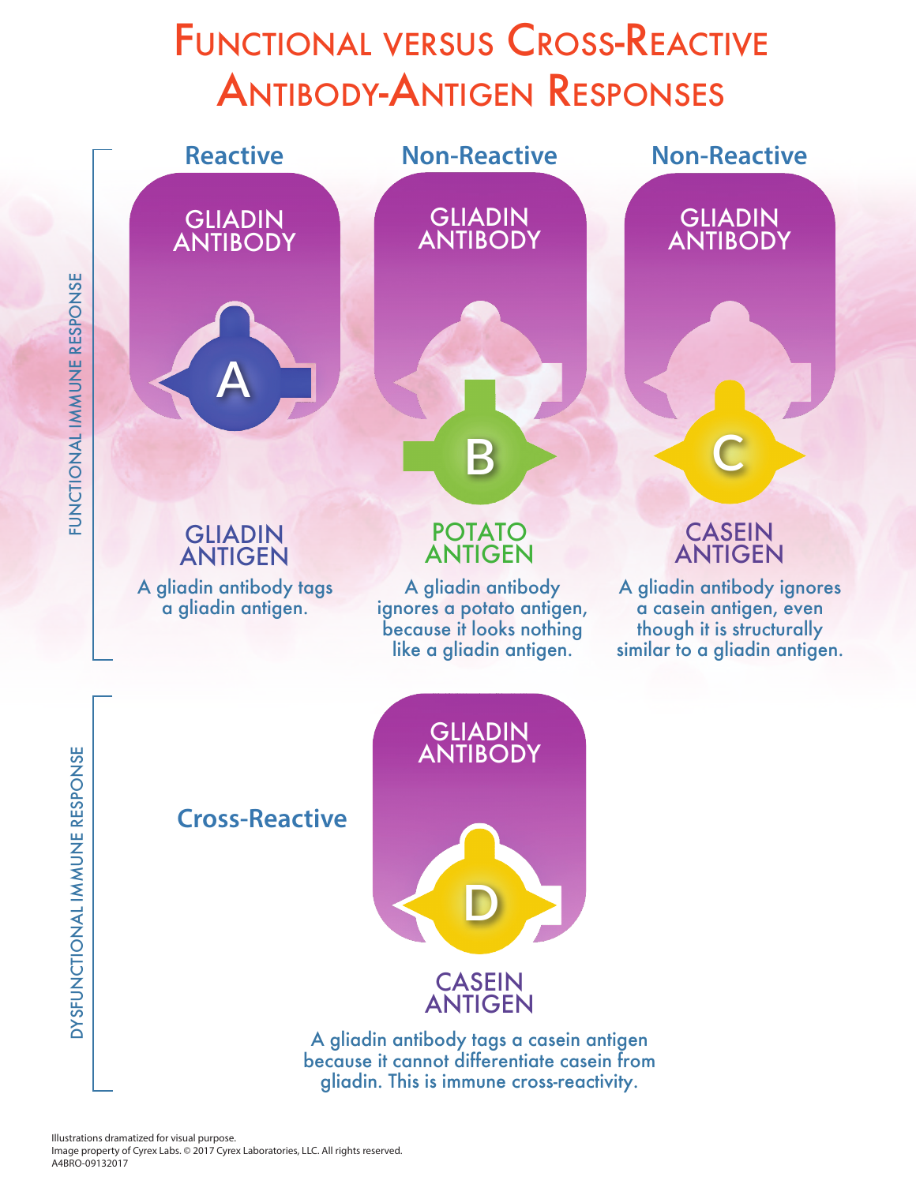# Functional versus Cross-Reactive Antibody-Antigen Responses

FUNCTIONAL IMMUNE RESPONSE

**Reactive**

GLIADIN ANTIBODY

A

GLIADIN ANTIGEN

A gliadin antibody tags a gliadin antigen.

**Non-Reactive**

GLIADIN ANTIBODY

B

POTATO ANTIGEN

A gliadin antibody ignores a potato antigen, because it looks nothing like a gliadin antigen.

**Non-Reactive**

GLIADIN ANTIBODY

C

CASEIN ANTIGEN

A gliadin antibody ignores a casein antigen, even though it is structurally similar to a gliadin antigen.

DYSFUNCTIONAL IMMUNE RESPONSE

**Cross-Reactive**

GLIADIN ANTIBODY

D

CASEIN ANTIGEN

A gliadin antibody tags a casein antigen because it cannot differentiate casein from gliadin. This is immune cross-reactivity.

Illustrations dramatized for visual purpose.
Image property of Cyrex Labs. © 2017 Cyrex Laboratories, LLC. All rights reserved.
A4BRO-09132017